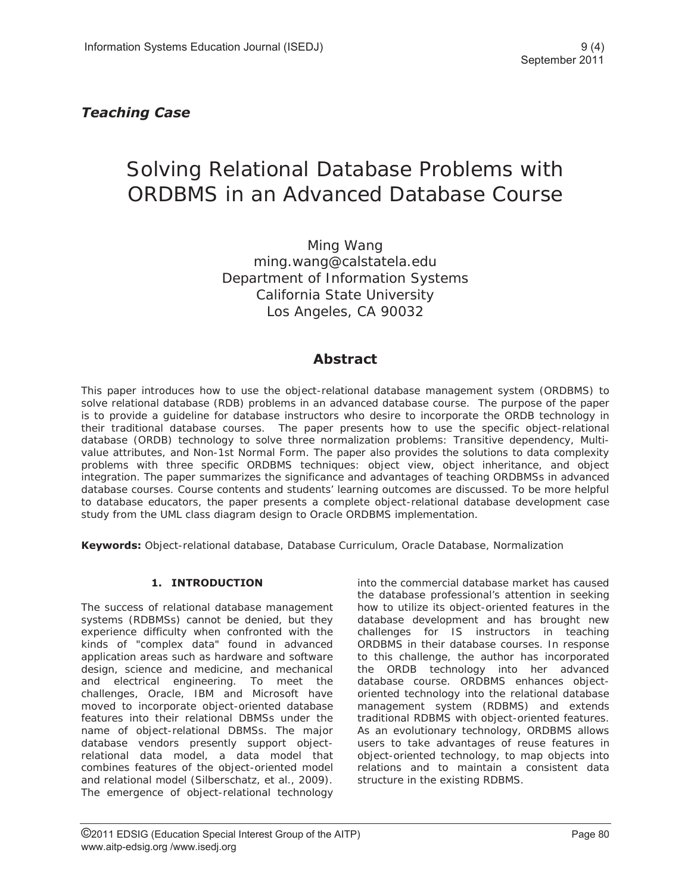*Teaching Case*

# Solving Relational Database Problems with ORDBMS in an Advanced Database Course

Ming Wang
ming.wang@calstatela.edu
Department of Information Systems
California State University
Los Angeles, CA 90032

## Abstract

This paper introduces how to use the object-relational database management system (ORDBMS) to solve relational database (RDB) problems in an advanced database course. The purpose of the paper is to provide a guideline for database instructors who desire to incorporate the ORDB technology in their traditional database courses. The paper presents how to use the specific object-relational database (ORDB) technology to solve three normalization problems: Transitive dependency, Multi-value attributes, and Non-1st Normal Form. The paper also provides the solutions to data complexity problems with three specific ORDBMS techniques: object view, object inheritance, and object integration. The paper summarizes the significance and advantages of teaching ORDBMSs in advanced database courses. Course contents and students' learning outcomes are discussed. To be more helpful to database educators, the paper presents a complete object-relational database development case study from the UML class diagram design to Oracle ORDBMS implementation.

**Keywords:** Object-relational database, Database Curriculum, Oracle Database, Normalization

## 1. INTRODUCTION

The success of relational database management systems (RDBMSs) cannot be denied, but they experience difficulty when confronted with the kinds of "complex data" found in advanced application areas such as hardware and software design, science and medicine, and mechanical and electrical engineering. To meet the challenges, Oracle, IBM and Microsoft have moved to incorporate object-oriented database features into their relational DBMSs under the name of object-relational DBMSs. The major database vendors presently support object-relational data model, a data model that combines features of the object-oriented model and relational model (Silberschatz, et al., 2009). The emergence of object-relational technology into the commercial database market has caused the database professional's attention in seeking how to utilize its object-oriented features in the database development and has brought new challenges for IS instructors in teaching ORDBMS in their database courses. In response to this challenge, the author has incorporated the ORDB technology into her advanced database course. ORDBMS enhances object-oriented technology into the relational database management system (RDBMS) and extends traditional RDBMS with object-oriented features. As an evolutionary technology, ORDBMS allows users to take advantages of reuse features in object-oriented technology, to map objects into relations and to maintain a consistent data structure in the existing RDBMS.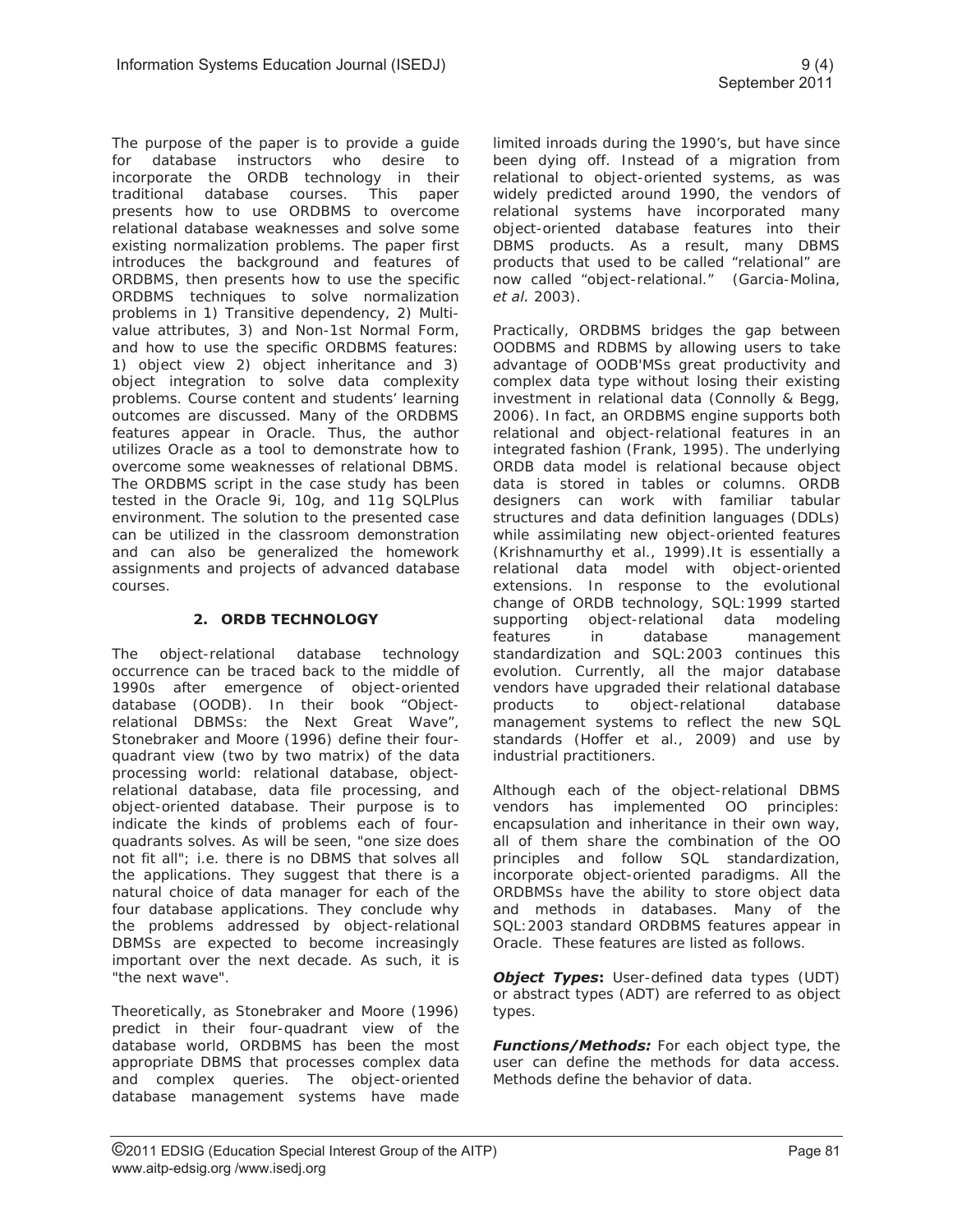The purpose of the paper is to provide a guide for database instructors who desire to incorporate the ORDB technology in their traditional database courses. This paper presents how to use ORDBMS to overcome relational database weaknesses and solve some existing normalization problems. The paper first introduces the background and features of ORDBMS, then presents how to use the specific ORDBMS techniques to solve normalization problems in 1) Transitive dependency, 2) Multi-value attributes, 3) and Non-1st Normal Form, and how to use the specific ORDBMS features: 1) object view 2) object inheritance and 3) object integration to solve data complexity problems. Course content and students' learning outcomes are discussed. Many of the ORDBMS features appear in Oracle. Thus, the author utilizes Oracle as a tool to demonstrate how to overcome some weaknesses of relational DBMS. The ORDBMS script in the case study has been tested in the Oracle 9i, 10g, and 11g SQLPlus environment. The solution to the presented case can be utilized in the classroom demonstration and can also be generalized the homework assignments and projects of advanced database courses.

## 2. ORDB TECHNOLOGY

The object-relational database technology occurrence can be traced back to the middle of 1990s after emergence of object-oriented database (OODB). In their book "Object-relational DBMSs: the Next Great Wave", Stonebraker and Moore (1996) define their four-quadrant view (two by two matrix) of the data processing world: relational database, object-relational database, data file processing, and object-oriented database. Their purpose is to indicate the kinds of problems each of four-quadrants solves. As will be seen, "one size does not fit all"; i.e. there is no DBMS that solves all the applications. They suggest that there is a natural choice of data manager for each of the four database applications. They conclude why the problems addressed by object-relational DBMSs are expected to become increasingly important over the next decade. As such, it is "the next wave".

Theoretically, as Stonebraker and Moore (1996) predict in their four-quadrant view of the database world, ORDBMS has been the most appropriate DBMS that processes complex data and complex queries. The object-oriented database management systems have made limited inroads during the 1990's, but have since been dying off. Instead of a migration from relational to object-oriented systems, as was widely predicted around 1990, the vendors of relational systems have incorporated many object-oriented database features into their DBMS products. As a result, many DBMS products that used to be called "relational" are now called "object-relational." (Garcia-Molina, *et al.* 2003).

Practically, ORDBMS bridges the gap between OODBMS and RDBMS by allowing users to take advantage of OODB'MSs great productivity and complex data type without losing their existing investment in relational data (Connolly & Begg, 2006). In fact, an ORDBMS engine supports both relational and object-relational features in an integrated fashion (Frank, 1995). The underlying ORDB data model is relational because object data is stored in tables or columns. ORDB designers can work with familiar tabular structures and data definition languages (DDLs) while assimilating new object-oriented features (Krishnamurthy et al., 1999).It is essentially a relational data model with object-oriented extensions. In response to the evolutional change of ORDB technology, SQL:1999 started supporting object-relational data modeling features in database management standardization and SQL:2003 continues this evolution. Currently, all the major database vendors have upgraded their relational database products to object-relational database management systems to reflect the new SQL standards (Hoffer et al., 2009) and use by industrial practitioners.

Although each of the object-relational DBMS vendors has implemented OO principles: encapsulation and inheritance in their own way, all of them share the combination of the OO principles and follow SQL standardization, incorporate object-oriented paradigms. All the ORDBMSs have the ability to store object data and methods in databases. Many of the SQL:2003 standard ORDBMS features appear in Oracle. These features are listed as follows.

***Object Types*:** User-defined data types (UDT) or abstract types (ADT) are referred to as object types.

***Functions/Methods:*** For each object type, the user can define the methods for data access. Methods define the behavior of data.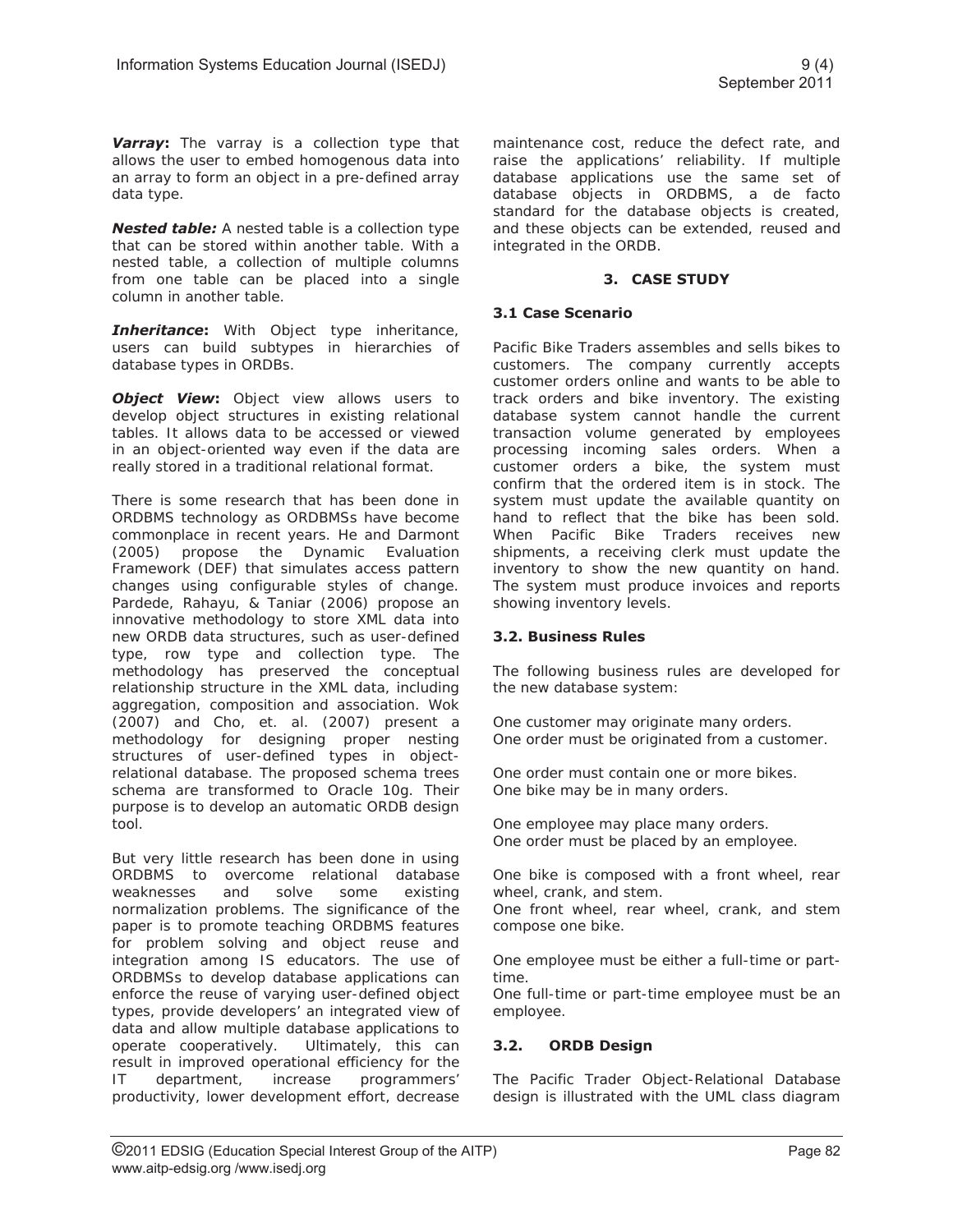***Varray*****:** The varray is a collection type that allows the user to embed homogenous data into an array to form an object in a pre-defined array data type.

***Nested table:*** A nested table is a collection type that can be stored within another table. With a nested table, a collection of multiple columns from one table can be placed into a single column in another table.

***Inheritance*****:** With Object type inheritance, users can build subtypes in hierarchies of database types in ORDBs.

***Object View*****:** Object view allows users to develop object structures in existing relational tables. It allows data to be accessed or viewed in an object-oriented way even if the data are really stored in a traditional relational format.

There is some research that has been done in ORDBMS technology as ORDBMSs have become commonplace in recent years. He and Darmont (2005) propose the Dynamic Evaluation Framework (DEF) that simulates access pattern changes using configurable styles of change. Pardede, Rahayu, & Taniar (2006) propose an innovative methodology to store XML data into new ORDB data structures, such as user-defined type, row type and collection type. The methodology has preserved the conceptual relationship structure in the XML data, including aggregation, composition and association. Wok (2007) and Cho, et. al. (2007) present a methodology for designing proper nesting structures of user-defined types in object-relational database. The proposed schema trees schema are transformed to Oracle 10g. Their purpose is to develop an automatic ORDB design tool.

But very little research has been done in using ORDBMS to overcome relational database weaknesses and solve some existing normalization problems. The significance of the paper is to promote teaching ORDBMS features for problem solving and object reuse and integration among IS educators. The use of ORDBMSs to develop database applications can enforce the reuse of varying user-defined object types, provide developers' an integrated view of data and allow multiple database applications to operate cooperatively. Ultimately, this can result in improved operational efficiency for the IT department, increase programmers' productivity, lower development effort, decrease maintenance cost, reduce the defect rate, and raise the applications' reliability. If multiple database applications use the same set of database objects in ORDBMS, a de facto standard for the database objects is created, and these objects can be extended, reused and integrated in the ORDB.

## 3. CASE STUDY

### 3.1 Case Scenario

Pacific Bike Traders assembles and sells bikes to customers. The company currently accepts customer orders online and wants to be able to track orders and bike inventory. The existing database system cannot handle the current transaction volume generated by employees processing incoming sales orders. When a customer orders a bike, the system must confirm that the ordered item is in stock. The system must update the available quantity on hand to reflect that the bike has been sold. When Pacific Bike Traders receives new shipments, a receiving clerk must update the inventory to show the new quantity on hand. The system must produce invoices and reports showing inventory levels.

### 3.2. Business Rules

The following business rules are developed for the new database system:

One customer may originate many orders.
One order must be originated from a customer.

One order must contain one or more bikes.
One bike may be in many orders.

One employee may place many orders.
One order must be placed by an employee.

One bike is composed with a front wheel, rear wheel, crank, and stem.
One front wheel, rear wheel, crank, and stem compose one bike.

One employee must be either a full-time or part-time.
One full-time or part-time employee must be an employee.

### 3.2. ORDB Design

The Pacific Trader Object-Relational Database design is illustrated with the UML class diagram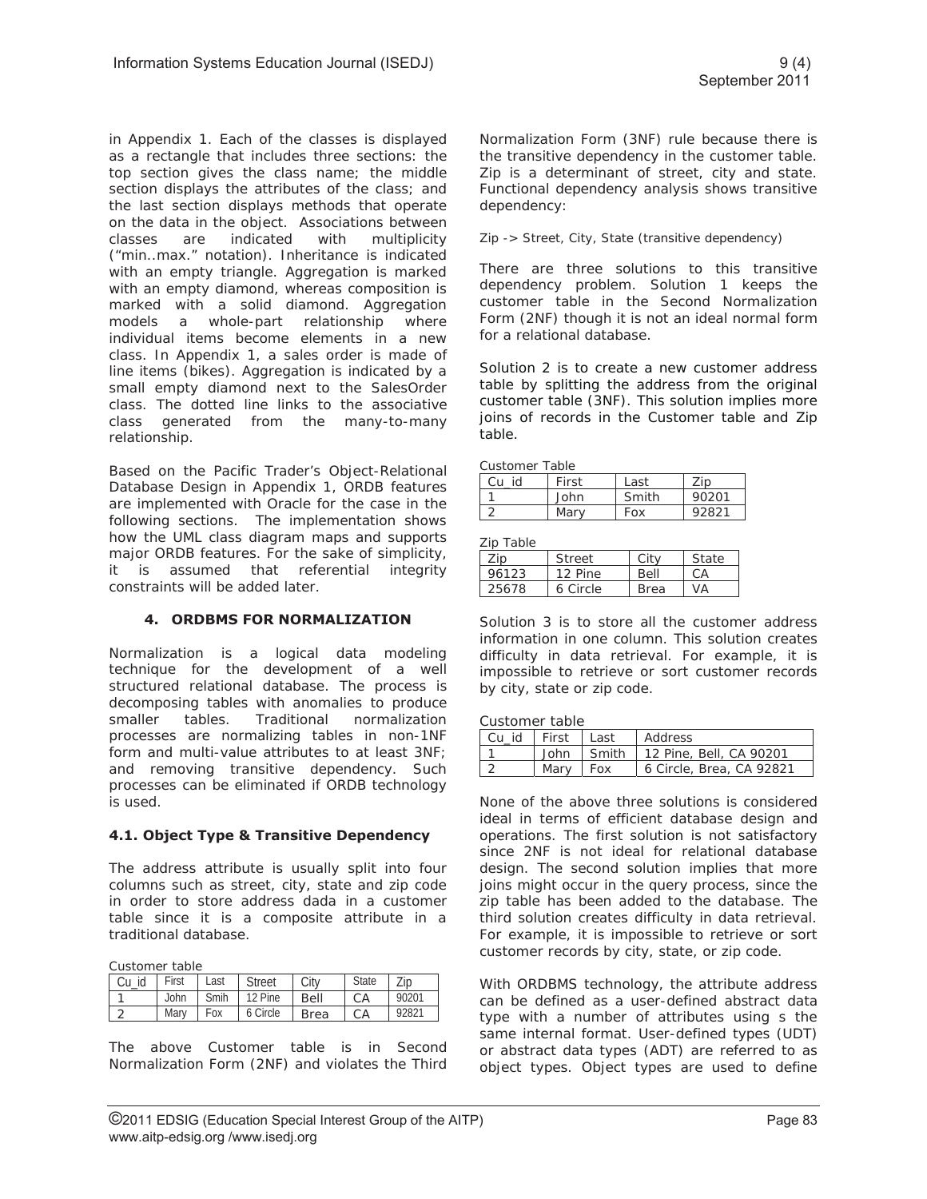in Appendix 1. Each of the classes is displayed as a rectangle that includes three sections: the top section gives the class name; the middle section displays the attributes of the class; and the last section displays methods that operate on the data in the object. Associations between classes are indicated with multiplicity ("min..max." notation). Inheritance is indicated with an empty triangle. Aggregation is marked with an empty diamond, whereas composition is marked with a solid diamond. Aggregation models a whole-part relationship where individual items become elements in a new class. In Appendix 1, a sales order is made of line items (bikes). Aggregation is indicated by a small empty diamond next to the SalesOrder class. The dotted line links to the associative class generated from the many-to-many relationship.

Based on the Pacific Trader's Object-Relational Database Design in Appendix 1, ORDB features are implemented with Oracle for the case in the following sections. The implementation shows how the UML class diagram maps and supports major ORDB features. For the sake of simplicity, it is assumed that referential integrity constraints will be added later.

## 4. ORDBMS FOR NORMALIZATION

Normalization is a logical data modeling technique for the development of a well structured relational database. The process is decomposing tables with anomalies to produce smaller tables. Traditional normalization processes are normalizing tables in non-1NF form and multi-value attributes to at least 3NF; and removing transitive dependency. Such processes can be eliminated if ORDB technology is used.

### 4.1. Object Type & Transitive Dependency

The address attribute is usually split into four columns such as street, city, state and zip code in order to store address dada in a customer table since it is a composite attribute in a traditional database.

Customer table

| Cu_id | First | Last | Street | City | State | Zip |
|---|---|---|---|---|---|---|
| 1 | John | Smih | 12 Pine | Bell | CA | 90201 |
| 2 | Mary | Fox | 6 Circle | Brea | CA | 92821 |

The above Customer table is in Second Normalization Form (2NF) and violates the Third Normalization Form (3NF) rule because there is the transitive dependency in the customer table. Zip is a determinant of street, city and state. Functional dependency analysis shows transitive dependency:

Zip -> Street, City, State (transitive dependency)

There are three solutions to this transitive dependency problem. Solution 1 keeps the customer table in the Second Normalization Form (2NF) though it is not an ideal normal form for a relational database.

Solution 2 is to create a new customer address table by splitting the address from the original customer table (3NF). This solution implies more joins of records in the Customer table and Zip table.

Customer Table

| Cu_id | First | Last | Zip |
|---|---|---|---|
| 1 | John | Smith | 90201 |
| 2 | Mary | Fox | 92821 |

Zip Table

| Zip | Street | City | State |
|---|---|---|---|
| 96123 | 12 Pine | Bell | CA |
| 25678 | 6 Circle | Brea | VA |

Solution 3 is to store all the customer address information in one column. This solution creates difficulty in data retrieval. For example, it is impossible to retrieve or sort customer records by city, state or zip code.

Customer table

| Cu_id | First | Last | Address |
|---|---|---|---|
| 1 | John | Smith | 12 Pine, Bell, CA 90201 |
| 2 | Mary | Fox | 6 Circle, Brea, CA 92821 |

None of the above three solutions is considered ideal in terms of efficient database design and operations. The first solution is not satisfactory since 2NF is not ideal for relational database design. The second solution implies that more joins might occur in the query process, since the zip table has been added to the database. The third solution creates difficulty in data retrieval. For example, it is impossible to retrieve or sort customer records by city, state, or zip code.

With ORDBMS technology, the attribute address can be defined as a user-defined abstract data type with a number of attributes using s the same internal format. User-defined types (UDT) or abstract data types (ADT) are referred to as object types. Object types are used to define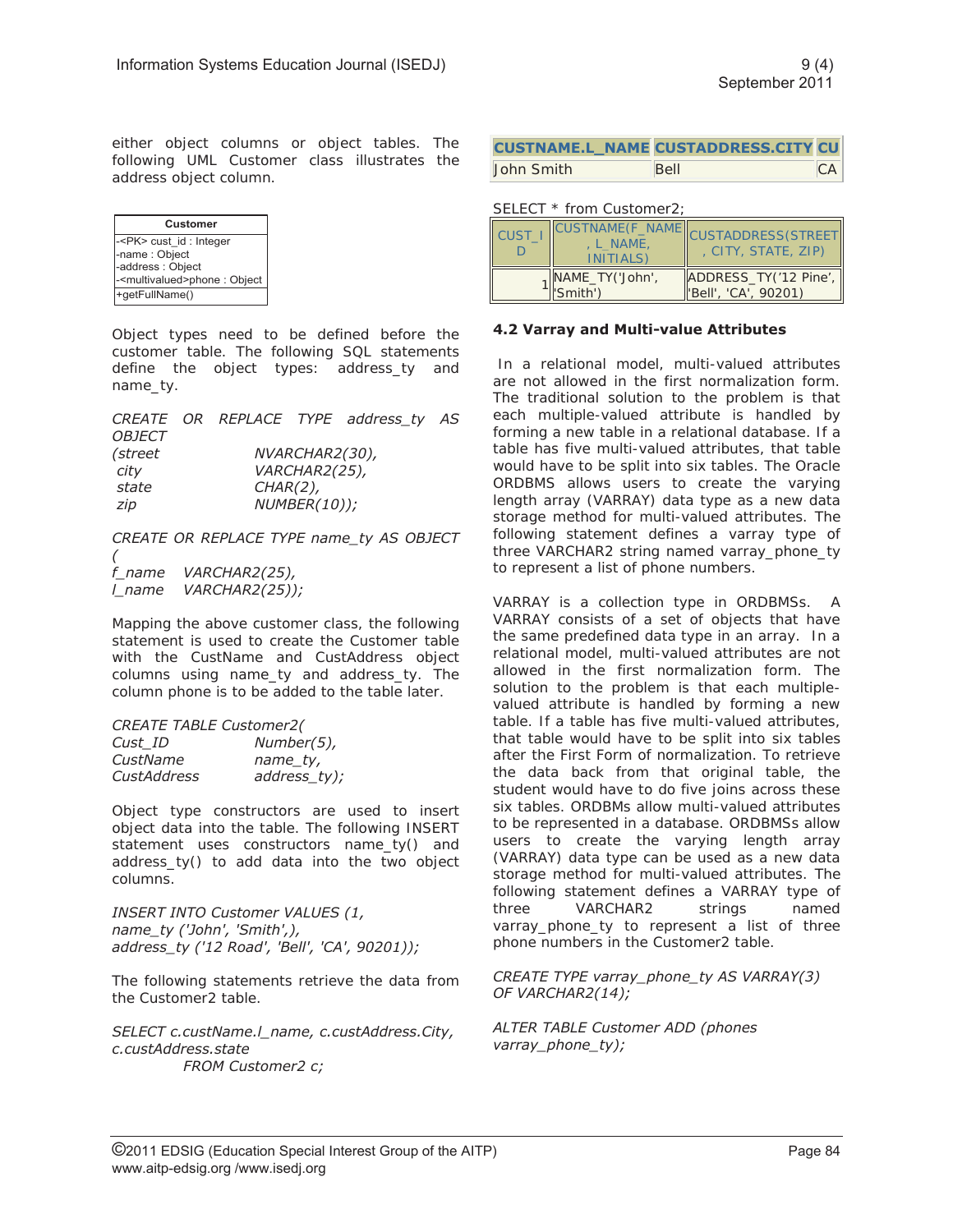either object columns or object tables. The following UML Customer class illustrates the address object column.

| Customer |
|---|
| -<PK> cust_id : Integer<br>-name : Object<br>-address : Object<br>-<multivalued>phone : Object |
| +getFullName() |

Object types need to be defined before the customer table. The following SQL statements define the object types: address_ty and name_ty.

```
CREATE OR REPLACE TYPE address_ty AS OBJECT
(street       NVARCHAR2(30),
 city         VARCHAR2(25),
 state        CHAR(2),
 zip          NUMBER(10));
```

```
CREATE OR REPLACE TYPE name_ty AS OBJECT
(
f_name   VARCHAR2(25),
l_name   VARCHAR2(25));
```

Mapping the above customer class, the following statement is used to create the Customer table with the CustName and CustAddress object columns using name_ty and address_ty. The column phone is to be added to the table later.

```
CREATE TABLE Customer2(
Cust_ID        Number(5),
CustName       name_ty,
CustAddress    address_ty);
```

Object type constructors are used to insert object data into the table. The following INSERT statement uses constructors name_ty() and address_ty() to add data into the two object columns.

```
INSERT INTO Customer VALUES (1,
name_ty ('John', 'Smith',),
address_ty ('12 Road', 'Bell', 'CA', 90201));
```

The following statements retrieve the data from the Customer2 table.

```
SELECT c.custName.l_name, c.custAddress.City,
c.custAddress.state
        FROM Customer2 c;
```

| CUSTNAME.L_NAME | CUSTADDRESS.CITY | CU |
|---|---|---|
| John Smith | Bell | CA |

SELECT * from Customer2;

| CUST_ID | CUSTNAME(F_NAME, L_NAME, INITIALS) | CUSTADDRESS(STREET, CITY, STATE, ZIP) |
|---|---|---|
| 1 | NAME_TY('John', 'Smith') | ADDRESS_TY('12 Pine', 'Bell', 'CA', 90201) |

### 4.2 Varray and Multi-value Attributes

In a relational model, multi-valued attributes are not allowed in the first normalization form. The traditional solution to the problem is that each multiple-valued attribute is handled by forming a new table in a relational database. If a table has five multi-valued attributes, that table would have to be split into six tables. The Oracle ORDBMS allows users to create the varying length array (VARRAY) data type as a new data storage method for multi-valued attributes. The following statement defines a varray type of three VARCHAR2 string named varray_phone_ty to represent a list of phone numbers.

VARRAY is a collection type in ORDBMSs. A VARRAY consists of a set of objects that have the same predefined data type in an array. In a relational model, multi-valued attributes are not allowed in the first normalization form. The solution to the problem is that each multiple-valued attribute is handled by forming a new table. If a table has five multi-valued attributes, that table would have to be split into six tables after the First Form of normalization. To retrieve the data back from that original table, the student would have to do five joins across these six tables. ORDBMs allow multi-valued attributes to be represented in a database. ORDBMSs allow users to create the varying length array (VARRAY) data type can be used as a new data storage method for multi-valued attributes. The following statement defines a VARRAY type of three VARCHAR2 strings named varray_phone_ty to represent a list of three phone numbers in the Customer2 table.

```
CREATE TYPE varray_phone_ty AS VARRAY(3)
OF VARCHAR2(14);
```

```
ALTER TABLE Customer ADD (phones
varray_phone_ty);
```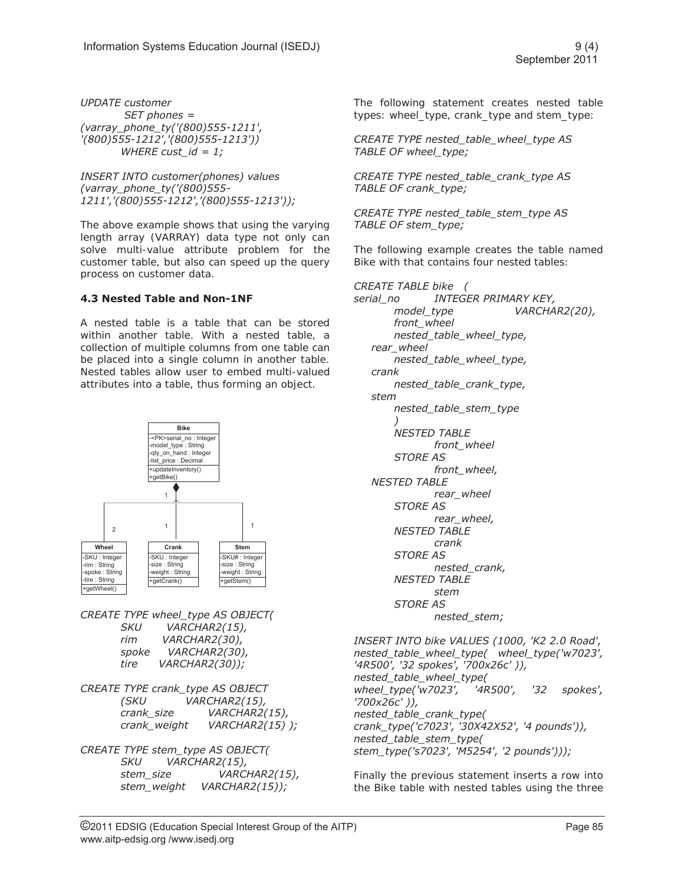```
UPDATE customer
     SET phones =
(varray_phone_ty('(800)555-1211',
'(800)555-1212','(800)555-1213'))
     WHERE cust_id = 1;
```

```
INSERT INTO customer(phones) values
(varray_phone_ty('(800)555-
1211','(800)555-1212','(800)555-1213'));
```

The above example shows that using the varying length array (VARRAY) data type not only can solve multi-value attribute problem for the customer table, but also can speed up the query process on customer data.

### 4.3 Nested Table and Non-1NF

A nested table is a table that can be stored within another table. With a nested table, a collection of multiple columns from one table can be placed into a single column in another table. Nested tables allow user to embed multi-valued attributes into a table, thus forming an object.

```
CREATE TYPE wheel_type AS OBJECT(
     SKU     VARCHAR2(15),
     rim     VARCHAR2(30),
     spoke   VARCHAR2(30),
     tire    VARCHAR2(30));
```

```
CREATE TYPE crank_type AS OBJECT
     (SKU          VARCHAR2(15),
     crank_size    VARCHAR2(15),
     crank_weight  VARCHAR2(15) );
```

```
CREATE TYPE stem_type AS OBJECT(
     SKU        VARCHAR2(15),
     stem_size      VARCHAR2(15),
     stem_weight  VARCHAR2(15));
```

The following statement creates nested table types: wheel_type, crank_type and stem_type:

```
CREATE TYPE nested_table_wheel_type AS
TABLE OF wheel_type;
```

```
CREATE TYPE nested_table_crank_type AS
TABLE OF crank_type;
```

```
CREATE TYPE nested_table_stem_type AS
TABLE OF stem_type;
```

The following example creates the table named Bike with that contains four nested tables:

```
CREATE TABLE bike (
serial_no      INTEGER PRIMARY KEY,
     model_type          VARCHAR2(20),
     front_wheel
     nested_table_wheel_type,
  rear_wheel
     nested_table_wheel_type,
  crank
     nested_table_crank_type,
  stem
     nested_table_stem_type
     )
     NESTED TABLE
          front_wheel
     STORE AS
          front_wheel,
  NESTED TABLE
          rear_wheel
     STORE AS
          rear_wheel,
     NESTED TABLE
          crank
     STORE AS
          nested_crank,
     NESTED TABLE
          stem
     STORE AS
          nested_stem;
```

```
INSERT INTO bike VALUES (1000, 'K2 2.0 Road',
nested_table_wheel_type(  wheel_type('w7023',
'4R500', '32 spokes', '700x26c' )),
nested_table_wheel_type(
wheel_type('w7023',   '4R500',   '32   spokes',
'700x26c' )),
nested_table_crank_type(
crank_type('c7023', '30X42X52', '4 pounds')),
nested_table_stem_type(
stem_type('s7023', 'M5254', '2 pounds')));
```

Finally the previous statement inserts a row into the Bike table with nested tables using the three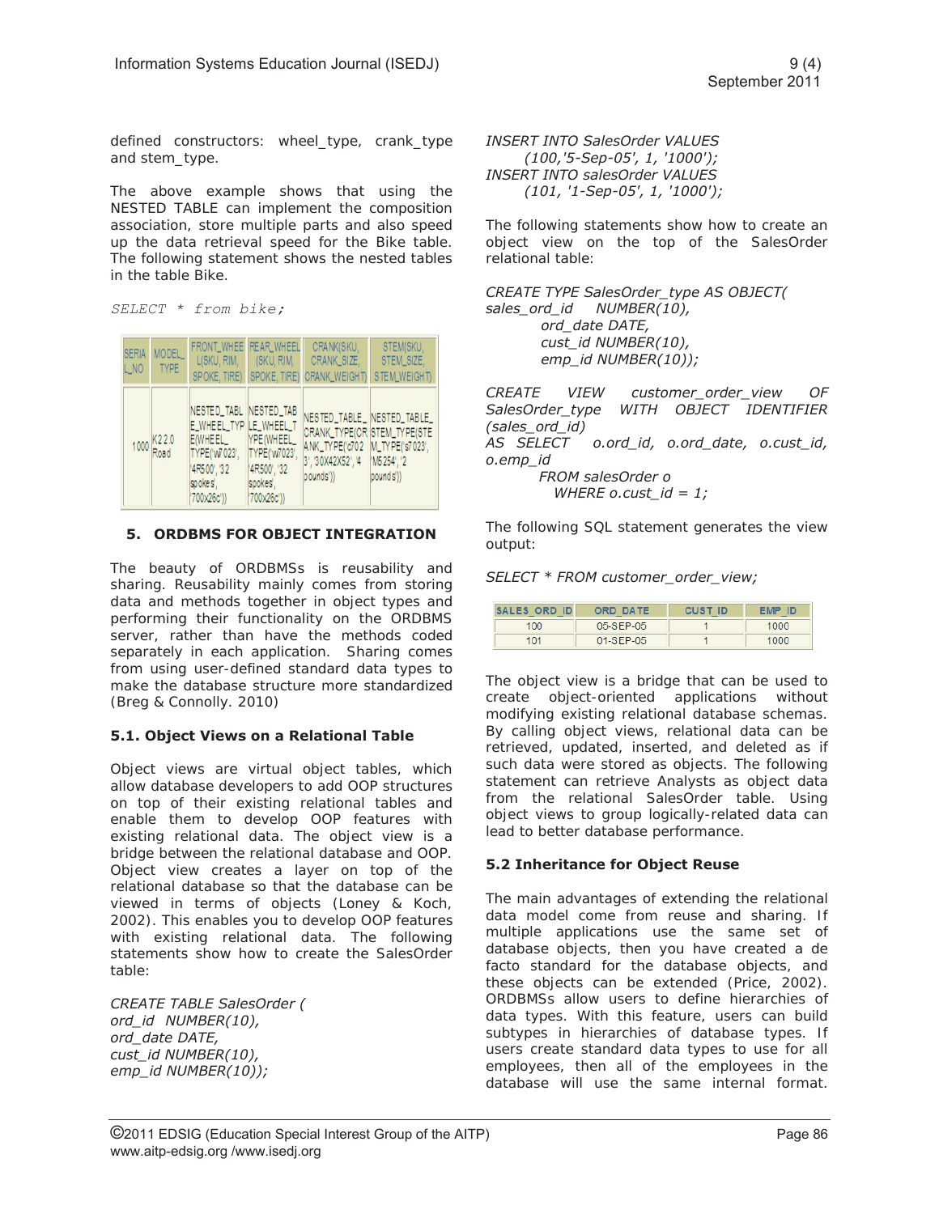defined constructors: wheel_type, crank_type and stem_type.

The above example shows that using the NESTED TABLE can implement the composition association, store multiple parts and also speed up the data retrieval speed for the Bike table. The following statement shows the nested tables in the table Bike.

```
SELECT * from bike;
```

| SERIAL_NO | MODEL_TYPE | FRONT_WHEEL(SKU, RIM, SPOKE, TIRE) | REAR_WHEEL(SKU, RIM, SPOKE, TIRE) | CRANK(SKU, CRANK_SIZE, CRANK_WEIGHT) | STEM(SKU, STEM_SIZE, STEM_WEIGHT) |
|---|---|---|---|---|---|
| 1000 | K2 2.0 Road | NESTED_TABLE_WHEEL_TYPE(WHEEL_TYPE('w7023', '4R500', '32 spokes', '700x26c')) | NESTED_TABLE_WHEEL_TYPE(WHEEL_TYPE('w7023', '4R500', '32 spokes', '700x26c')) | NESTED_TABLE_CRANK_TYPE(CRANK_TYPE('c7023', '30X42X52', '4 pounds')) | NESTED_TABLE_STEM_TYPE(STEM_TYPE('s7023', 'M5254', '2 pounds')) |

## 5. ORDBMS FOR OBJECT INTEGRATION

The beauty of ORDBMSs is reusability and sharing. Reusability mainly comes from storing data and methods together in object types and performing their functionality on the ORDBMS server, rather than have the methods coded separately in each application. Sharing comes from using user-defined standard data types to make the database structure more standardized (Breg & Connolly. 2010)

### 5.1. Object Views on a Relational Table

Object views are virtual object tables, which allow database developers to add OOP structures on top of their existing relational tables and enable them to develop OOP features with existing relational data. The object view is a bridge between the relational database and OOP. Object view creates a layer on top of the relational database so that the database can be viewed in terms of objects (Loney & Koch, 2002). This enables you to develop OOP features with existing relational data. The following statements show how to create the SalesOrder table:

*CREATE TABLE SalesOrder (*
*ord_id NUMBER(10),*
*ord_date DATE,*
*cust_id NUMBER(10),*
*emp_id NUMBER(10));*

*INSERT INTO SalesOrder VALUES*
*(100,'5-Sep-05', 1, '1000');*
*INSERT INTO salesOrder VALUES*
*(101, '1-Sep-05', 1, '1000');*

The following statements show how to create an object view on the top of the SalesOrder relational table:

*CREATE TYPE SalesOrder_type AS OBJECT(*
*sales_ord_id NUMBER(10),*
*ord_date DATE,*
*cust_id NUMBER(10),*
*emp_id NUMBER(10));*

*CREATE VIEW customer_order_view OF SalesOrder_type WITH OBJECT IDENTIFIER (sales_ord_id)*
*AS SELECT o.ord_id, o.ord_date, o.cust_id, o.emp_id*
*FROM salesOrder o*
*WHERE o.cust_id = 1;*

The following SQL statement generates the view output:

*SELECT * FROM customer_order_view;*

| SALES_ORD_ID | ORD_DATE | CUST_ID | EMP_ID |
|---|---|---|---|
| 100 | 05-SEP-05 | 1 | 1000 |
| 101 | 01-SEP-05 | 1 | 1000 |

The object view is a bridge that can be used to create object-oriented applications without modifying existing relational database schemas. By calling object views, relational data can be retrieved, updated, inserted, and deleted as if such data were stored as objects. The following statement can retrieve Analysts as object data from the relational SalesOrder table. Using object views to group logically-related data can lead to better database performance.

### 5.2 Inheritance for Object Reuse

The main advantages of extending the relational data model come from reuse and sharing. If multiple applications use the same set of database objects, then you have created a de facto standard for the database objects, and these objects can be extended (Price, 2002). ORDBMSs allow users to define hierarchies of data types. With this feature, users can build subtypes in hierarchies of database types. If users create standard data types to use for all employees, then all of the employees in the database will use the same internal format.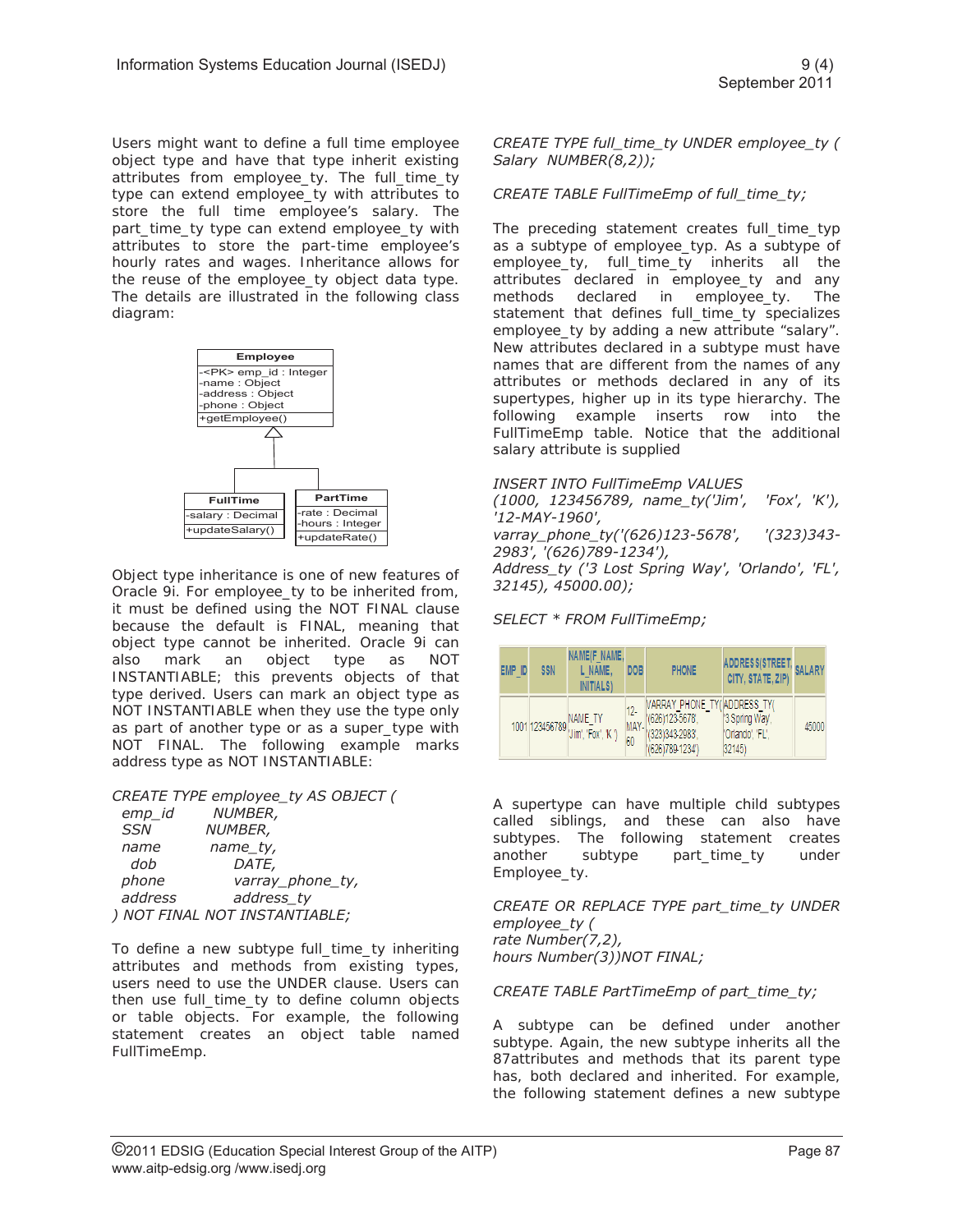Users might want to define a full time employee object type and have that type inherit existing attributes from employee_ty. The full_time_ty type can extend employee_ty with attributes to store the full time employee's salary. The part_time_ty type can extend employee_ty with attributes to store the part-time employee's hourly rates and wages. Inheritance allows for the reuse of the employee_ty object data type. The details are illustrated in the following class diagram:

| Employee |
| --- |
| -<PK> emp_id : Integer<br>-name : Object<br>-address : Object<br>-phone : Object |
| +getEmployee() |

| FullTime |
| --- |
| -salary : Decimal |
| +updateSalary() |

| PartTime |
| --- |
| -rate : Decimal<br>-hours : Integer |
| +updateRate() |

Object type inheritance is one of new features of Oracle 9i. For employee_ty to be inherited from, it must be defined using the NOT FINAL clause because the default is FINAL, meaning that object type cannot be inherited. Oracle 9i can also mark an object type as NOT INSTANTIABLE; this prevents objects of that type derived. Users can mark an object type as NOT INSTANTIABLE when they use the type only as part of another type or as a super_type with NOT FINAL. The following example marks address type as NOT INSTANTIABLE:

```
CREATE TYPE employee_ty AS OBJECT (
  emp_id       NUMBER,
  SSN          NUMBER,
  name         name_ty,
   dob           DATE,
  phone         varray_phone_ty,
  address       address_ty
) NOT FINAL NOT INSTANTIABLE;
```

To define a new subtype full_time_ty inheriting attributes and methods from existing types, users need to use the UNDER clause. Users can then use full_time_ty to define column objects or table objects. For example, the following statement creates an object table named FullTimeEmp.

```
CREATE TYPE full_time_ty UNDER employee_ty (
Salary  NUMBER(8,2));

CREATE TABLE FullTimeEmp of full_time_ty;
```

The preceding statement creates full_time_typ as a subtype of employee_typ. As a subtype of employee_ty, full_time_ty inherits all the attributes declared in employee_ty and any methods declared in employee_ty. The statement that defines full_time_ty specializes employee_ty by adding a new attribute "salary". New attributes declared in a subtype must have names that are different from the names of any attributes or methods declared in any of its supertypes, higher up in its type hierarchy. The following example inserts row into the FullTimeEmp table. Notice that the additional salary attribute is supplied

```
INSERT INTO FullTimeEmp VALUES
(1000, 123456789, name_ty('Jim',  'Fox', 'K'),
'12-MAY-1960',
varray_phone_ty('(626)123-5678',  '(323)343-2983', '(626)789-1234'),
Address_ty ('3 Lost Spring Way', 'Orlando', 'FL', 32145), 45000.00);

SELECT * FROM FullTimeEmp;
```

| EMP_ID | SSN | NAME(F_NAME, L_NAME, INITIALS) | DOB | PHONE | ADDRESS(STREET, CITY, STATE, ZIP) | SALARY |
| --- | --- | --- | --- | --- | --- | --- |
| 1001 | 123456789 | NAME_TY ('Jim', 'Fox', 'K') | 12-MAY-60 | VARRAY_PHONE_TY('(626)123-5678', '(323)343-2983', '(626)789-1234') | ADDRESS_TY('3 Spring Way', 'Orlando', 'FL', 32145) | 45000 |

A supertype can have multiple child subtypes called siblings, and these can also have subtypes. The following statement creates another subtype part_time_ty under Employee_ty.

```
CREATE OR REPLACE TYPE part_time_ty UNDER employee_ty (
rate Number(7,2),
hours Number(3))NOT FINAL;

CREATE TABLE PartTimeEmp of part_time_ty;
```

A subtype can be defined under another subtype. Again, the new subtype inherits all the 87attributes and methods that its parent type has, both declared and inherited. For example, the following statement defines a new subtype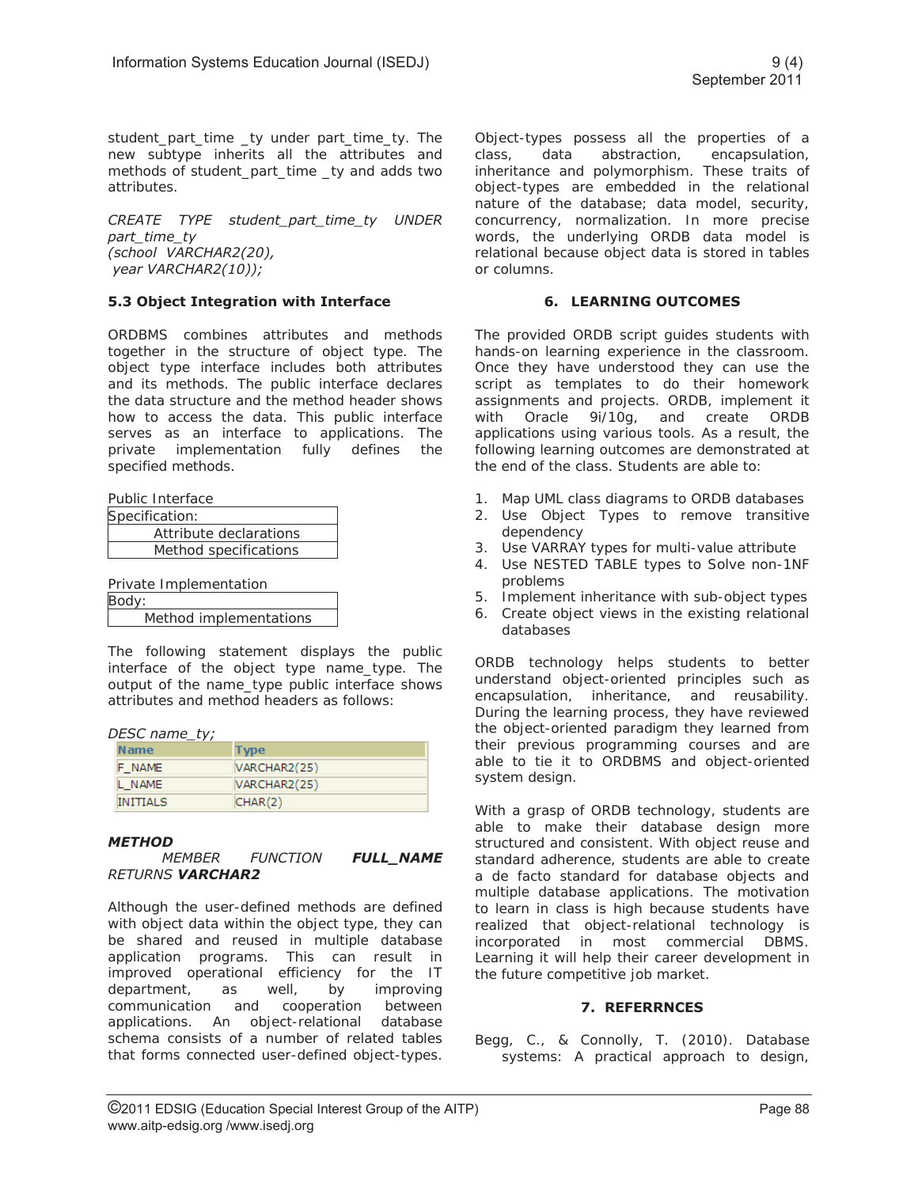student_part_time _ty under part_time_ty. The new subtype inherits all the attributes and methods of student_part_time _ty and adds two attributes.

*CREATE TYPE student_part_time_ty UNDER part_time_ty*
*(school VARCHAR2(20),*
*year VARCHAR2(10));*

### 5.3 Object Integration with Interface

ORDBMS combines attributes and methods together in the structure of object type. The object type interface includes both attributes and its methods. The public interface declares the data structure and the method header shows how to access the data. This public interface serves as an interface to applications. The private implementation fully defines the specified methods.

Public Interface

| Specification: |
|---|
| Attribute declarations |
| Method specifications |

Private Implementation

| Body: |
|---|
| Method implementations |

The following statement displays the public interface of the object type name_type. The output of the name_type public interface shows attributes and method headers as follows:

*DESC name_ty;*

| Name | Type |
|---|---|
| F_NAME | VARCHAR2(25) |
| L_NAME | VARCHAR2(25) |
| INITIALS | CHAR(2) |

***METHOD***
*MEMBER FUNCTION **FULL_NAME** RETURNS **VARCHAR2***

Although the user-defined methods are defined with object data within the object type, they can be shared and reused in multiple database application programs. This can result in improved operational efficiency for the IT department, as well, by improving communication and cooperation between applications. An object-relational database schema consists of a number of related tables that forms connected user-defined object-types.

Object-types possess all the properties of a class, data abstraction, encapsulation, inheritance and polymorphism. These traits of object-types are embedded in the relational nature of the database; data model, security, concurrency, normalization. In more precise words, the underlying ORDB data model is relational because object data is stored in tables or columns.

## 6. LEARNING OUTCOMES

The provided ORDB script guides students with hands-on learning experience in the classroom. Once they have understood they can use the script as templates to do their homework assignments and projects. ORDB, implement it with Oracle 9i/10g, and create ORDB applications using various tools. As a result, the following learning outcomes are demonstrated at the end of the class. Students are able to:

1. Map UML class diagrams to ORDB databases
2. Use Object Types to remove transitive dependency
3. Use VARRAY types for multi-value attribute
4. Use NESTED TABLE types to Solve non-1NF problems
5. Implement inheritance with sub-object types
6. Create object views in the existing relational databases

ORDB technology helps students to better understand object-oriented principles such as encapsulation, inheritance, and reusability. During the learning process, they have reviewed the object-oriented paradigm they learned from their previous programming courses and are able to tie it to ORDBMS and object-oriented system design.

With a grasp of ORDB technology, students are able to make their database design more structured and consistent. With object reuse and standard adherence, students are able to create a de facto standard for database objects and multiple database applications. The motivation to learn in class is high because students have realized that object-relational technology is incorporated in most commercial DBMS. Learning it will help their career development in the future competitive job market.

## 7. REFERRNCES

Begg, C., & Connolly, T. (2010). Database systems: A practical approach to design,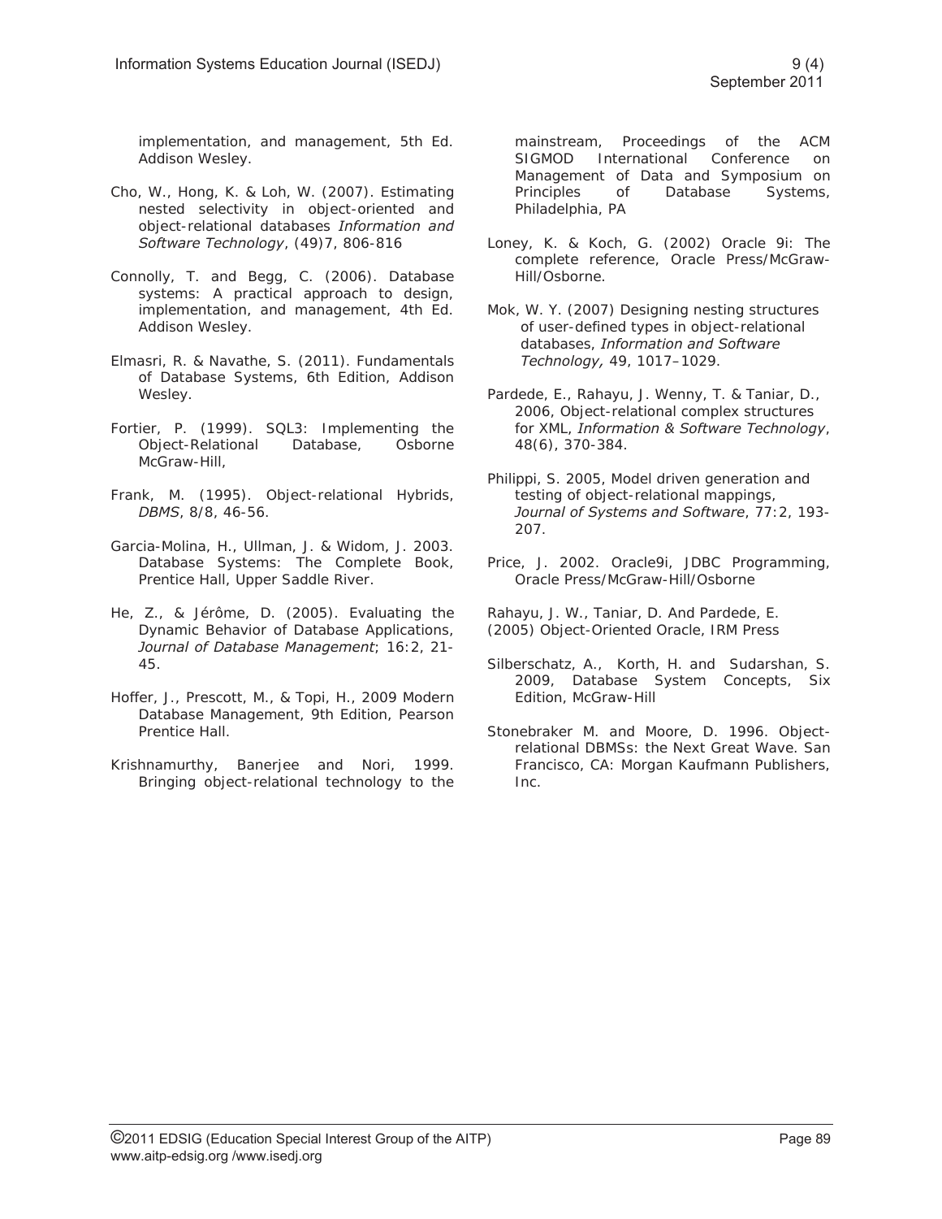implementation, and management, 5th Ed. Addison Wesley.

Cho, W., Hong, K. & Loh, W. (2007). Estimating nested selectivity in object-oriented and object-relational databases *Information and Software Technology*, (49)7, 806-816

Connolly, T. and Begg, C. (2006). Database systems: A practical approach to design, implementation, and management, 4th Ed. Addison Wesley.

Elmasri, R. & Navathe, S. (2011). Fundamentals of Database Systems, 6th Edition, Addison Wesley.

Fortier, P. (1999). SQL3: Implementing the Object-Relational Database, Osborne McGraw-Hill,

Frank, M. (1995). Object-relational Hybrids, *DBMS*, 8/8, 46-56.

Garcia-Molina, H., Ullman, J. & Widom, J. 2003. Database Systems: The Complete Book, Prentice Hall, Upper Saddle River.

He, Z., & Jérôme, D. (2005). Evaluating the Dynamic Behavior of Database Applications, *Journal of Database Management*; 16:2, 21-45.

Hoffer, J., Prescott, M., & Topi, H., 2009 Modern Database Management, 9th Edition, Pearson Prentice Hall.

Krishnamurthy, Banerjee and Nori, 1999. Bringing object-relational technology to the mainstream, Proceedings of the ACM SIGMOD International Conference on Management of Data and Symposium on Principles of Database Systems, Philadelphia, PA

Loney, K. & Koch, G. (2002) Oracle 9i: The complete reference, Oracle Press/McGraw-Hill/Osborne.

Mok, W. Y. (2007) Designing nesting structures of user-defined types in object-relational databases, *Information and Software Technology,* 49, 1017–1029.

Pardede, E., Rahayu, J. Wenny, T. & Taniar, D., 2006, Object-relational complex structures for XML, *Information & Software Technology*, 48(6), 370-384.

Philippi, S. 2005, Model driven generation and testing of object-relational mappings, *Journal of Systems and Software*, 77:2, 193-207.

Price, J. 2002. Oracle9i, JDBC Programming, Oracle Press/McGraw-Hill/Osborne

Rahayu, J. W., Taniar, D. And Pardede, E. (2005) Object-Oriented Oracle, IRM Press

Silberschatz, A., Korth, H. and Sudarshan, S. 2009, Database System Concepts, Six Edition, McGraw-Hill

Stonebraker M. and Moore, D. 1996. Object-relational DBMSs: the Next Great Wave. San Francisco, CA: Morgan Kaufmann Publishers, Inc.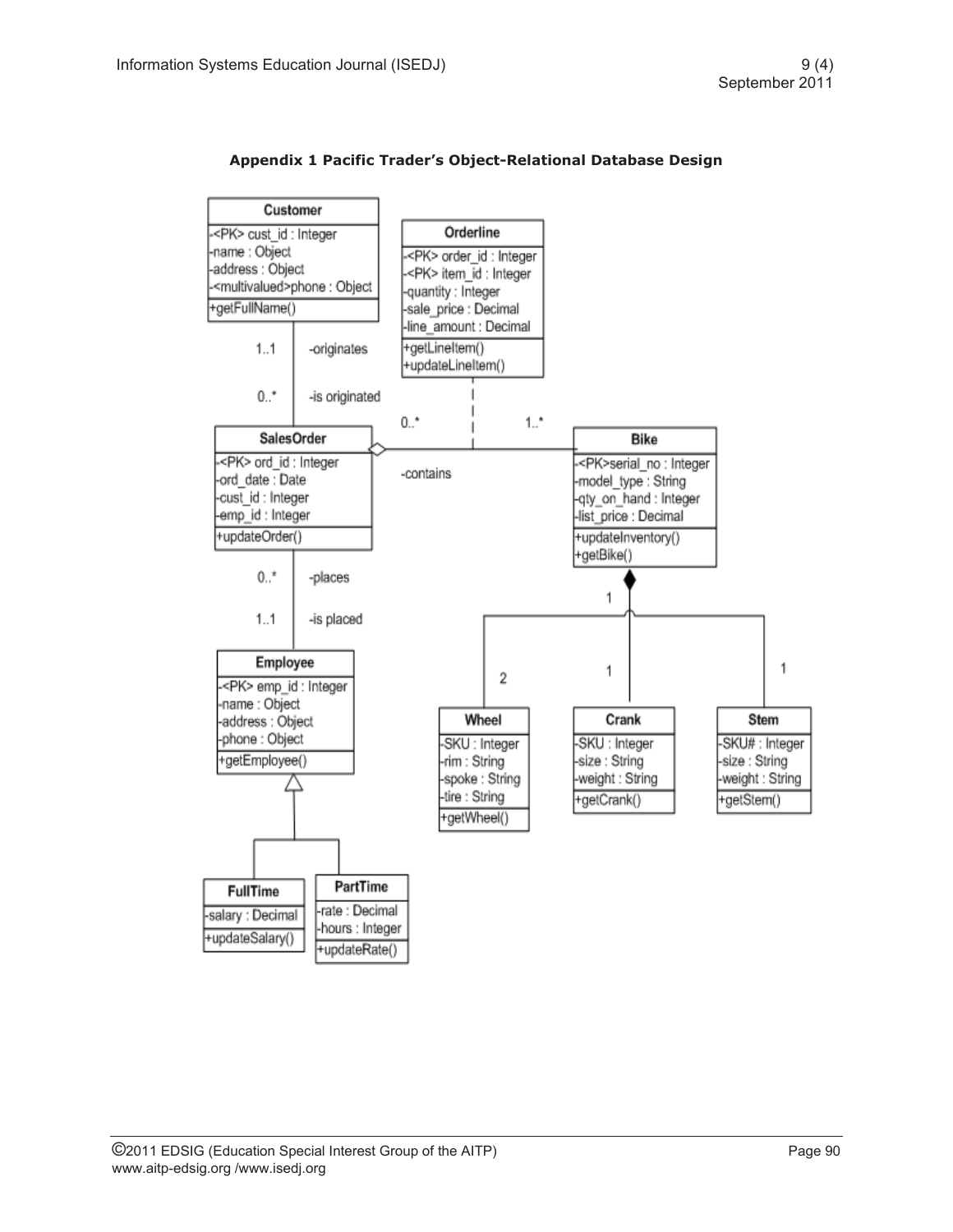**Appendix 1 Pacific Trader's Object-Relational Database Design**

Customer
-<PK> cust_id : Integer
-name : Object
-address : Object
-<multivalued>phone : Object
+getFullName()

1..1 -originates
0..* -is originated

Orderline
-<PK> order_id : Integer
-<PK> item_id : Integer
-quantity : Integer
-sale_price : Decimal
-line_amount : Decimal
+getLineItem()
+updateLineItem()

0..* 1..*
-contains

SalesOrder
-<PK> ord_id : Integer
-ord_date : Date
-cust_id : Integer
-emp_id : Integer
+updateOrder()

Bike
-<PK>serial_no : Integer
-model_type : String
-qty_on_hand : Integer
-list_price : Decimal
+updateInventory()
+getBike()

0..* -places
1..1 -is placed

1
2 1 1

Employee
-<PK> emp_id : Integer
-name : Object
-address : Object
-phone : Object
+getEmployee()

Wheel
-SKU : Integer
-rim : String
-spoke : String
-tire : String
+getWheel()

Crank
-SKU : Integer
-size : String
-weight : String
+getCrank()

Stem
-SKU# : Integer
-size : String
-weight : String
+getStem()

FullTime
-salary : Decimal
+updateSalary()

PartTime
-rate : Decimal
-hours : Integer
+updateRate()